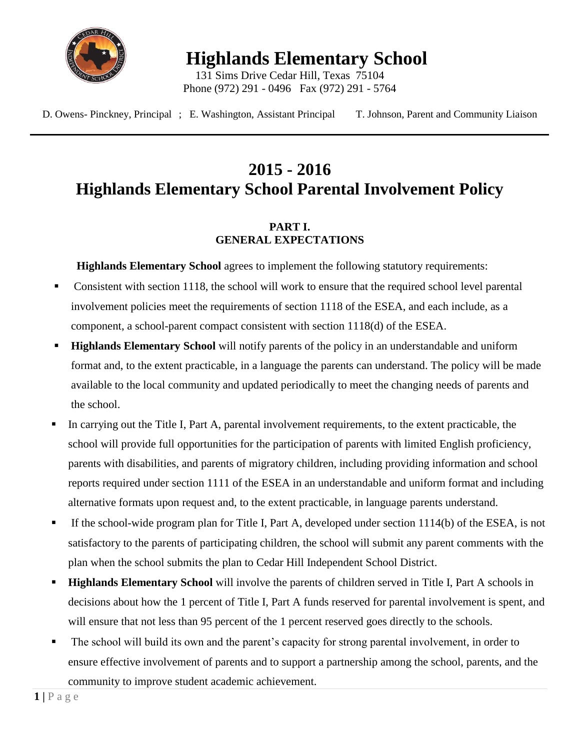# Highlands Elementary School

131 Sims Drive Cedar Hill, Texas 75104
Phone (972) 291 - 0496 Fax (972) 291 - 5764

D. Owens- Pinckney, Principal ; E. Washington, Assistant Principal T. Johnson, Parent and Community Liaison

---

# 2015 - 2016
# Highlands Elementary School Parental Involvement Policy

## PART I.
## GENERAL EXPECTATIONS

**Highlands Elementary School** agrees to implement the following statutory requirements:

- Consistent with section 1118, the school will work to ensure that the required school level parental involvement policies meet the requirements of section 1118 of the ESEA, and each include, as a component, a school-parent compact consistent with section 1118(d) of the ESEA.
- **Highlands Elementary School** will notify parents of the policy in an understandable and uniform format and, to the extent practicable, in a language the parents can understand. The policy will be made available to the local community and updated periodically to meet the changing needs of parents and the school.
- In carrying out the Title I, Part A, parental involvement requirements, to the extent practicable, the school will provide full opportunities for the participation of parents with limited English proficiency, parents with disabilities, and parents of migratory children, including providing information and school reports required under section 1111 of the ESEA in an understandable and uniform format and including alternative formats upon request and, to the extent practicable, in language parents understand.
- If the school-wide program plan for Title I, Part A, developed under section 1114(b) of the ESEA, is not satisfactory to the parents of participating children, the school will submit any parent comments with the plan when the school submits the plan to Cedar Hill Independent School District.
- **Highlands Elementary School** will involve the parents of children served in Title I, Part A schools in decisions about how the 1 percent of Title I, Part A funds reserved for parental involvement is spent, and will ensure that not less than 95 percent of the 1 percent reserved goes directly to the schools.
- The school will build its own and the parent's capacity for strong parental involvement, in order to ensure effective involvement of parents and to support a partnership among the school, parents, and the community to improve student academic achievement.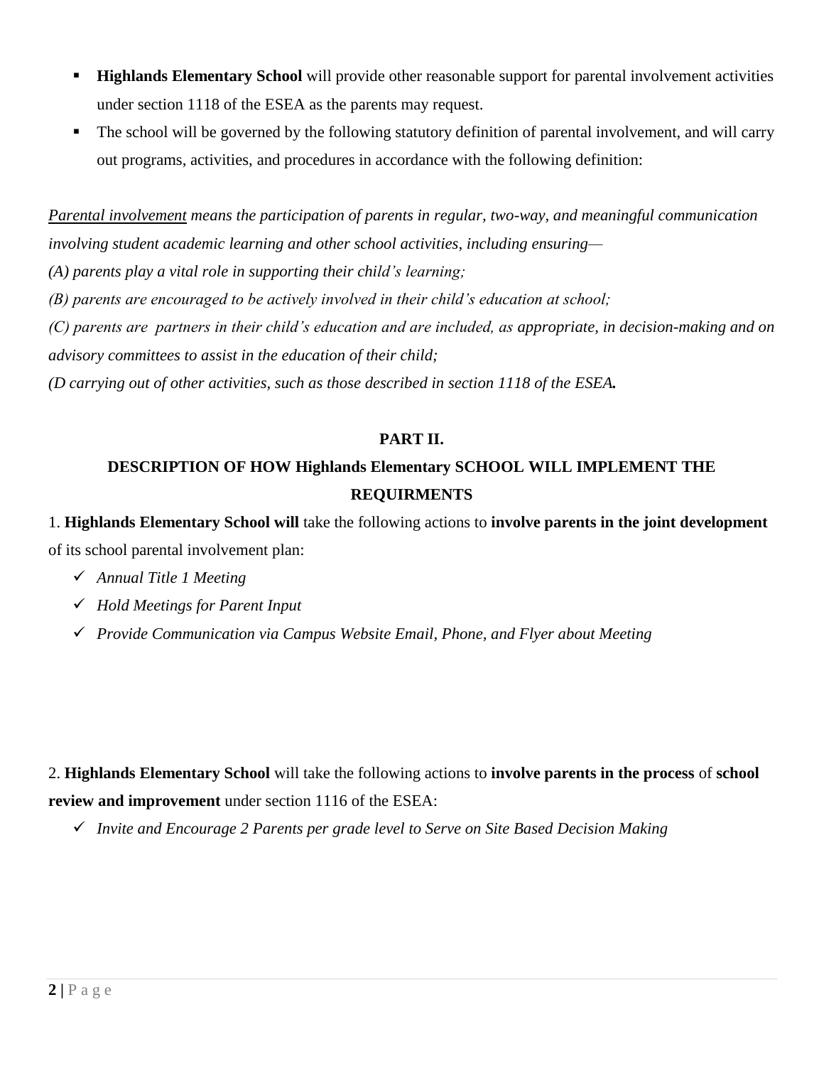- **Highlands Elementary School** will provide other reasonable support for parental involvement activities under section 1118 of the ESEA as the parents may request.
- The school will be governed by the following statutory definition of parental involvement, and will carry out programs, activities, and procedures in accordance with the following definition:

*<u>Parental involvement</u> means the participation of parents in regular, two-way, and meaningful communication involving student academic learning and other school activities, including ensuring—*

*(A) parents play a vital role in supporting their child's learning;*

*(B) parents are encouraged to be actively involved in their child's education at school;*

*(C) parents are partners in their child's education and are included, as appropriate, in decision-making and on advisory committees to assist in the education of their child;*

*(D carrying out of other activities, such as those described in section 1118 of the ESEA.*

## PART II.

## DESCRIPTION OF HOW Highlands Elementary SCHOOL WILL IMPLEMENT THE REQUIRMENTS

1. **Highlands Elementary School will** take the following actions to **involve parents in the joint development** of its school parental involvement plan:

- ✓ *Annual Title 1 Meeting*
- ✓ *Hold Meetings for Parent Input*
- ✓ *Provide Communication via Campus Website Email, Phone, and Flyer about Meeting*

2. **Highlands Elementary School** will take the following actions to **involve parents in the process** of **school review and improvement** under section 1116 of the ESEA:

- ✓ *Invite and Encourage 2 Parents per grade level to Serve on Site Based Decision Making*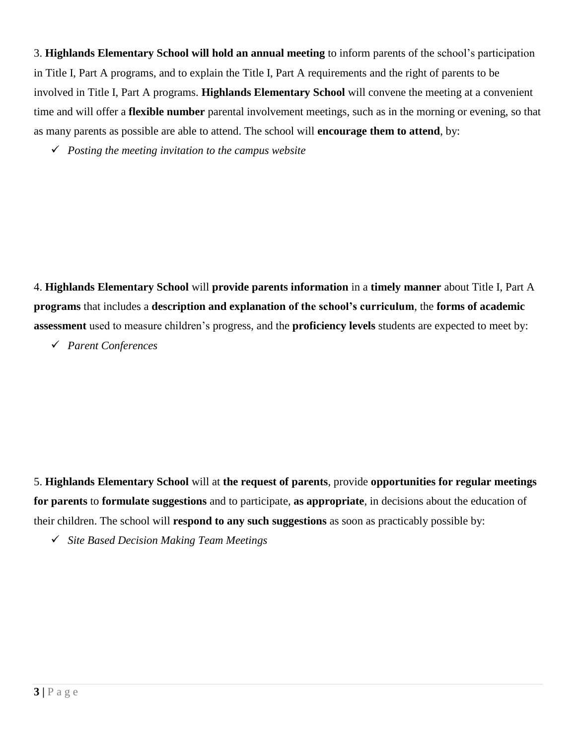3. **Highlands Elementary School will hold an annual meeting** to inform parents of the school's participation in Title I, Part A programs, and to explain the Title I, Part A requirements and the right of parents to be involved in Title I, Part A programs. **Highlands Elementary School** will convene the meeting at a convenient time and will offer a **flexible number** parental involvement meetings, such as in the morning or evening, so that as many parents as possible are able to attend. The school will **encourage them to attend**, by:

- ✓ *Posting the meeting invitation to the campus website*

4. **Highlands Elementary School** will **provide parents information** in a **timely manner** about Title I, Part A **programs** that includes a **description and explanation of the school's curriculum**, the **forms of academic assessment** used to measure children's progress, and the **proficiency levels** students are expected to meet by:

- ✓ *Parent Conferences*

5. **Highlands Elementary School** will at **the request of parents**, provide **opportunities for regular meetings for parents** to **formulate suggestions** and to participate, **as appropriate**, in decisions about the education of their children. The school will **respond to any such suggestions** as soon as practicably possible by:

- ✓ *Site Based Decision Making Team Meetings*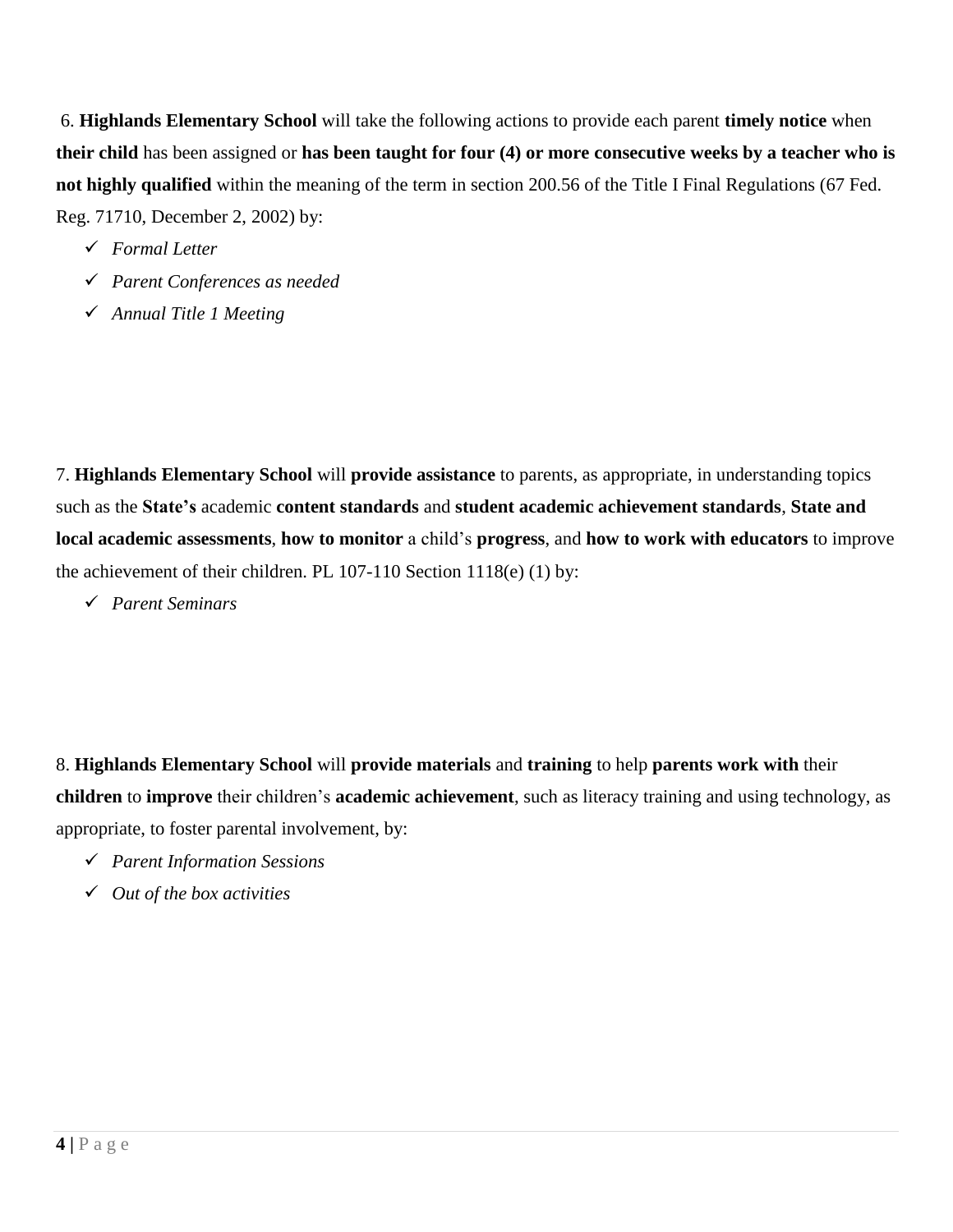6. **Highlands Elementary School** will take the following actions to provide each parent **timely notice** when **their child** has been assigned or **has been taught for four (4) or more consecutive weeks by a teacher who is not highly qualified** within the meaning of the term in section 200.56 of the Title I Final Regulations (67 Fed. Reg. 71710, December 2, 2002) by:

- ✓ *Formal Letter*
- ✓ *Parent Conferences as needed*
- ✓ *Annual Title 1 Meeting*

7. **Highlands Elementary School** will **provide assistance** to parents, as appropriate, in understanding topics such as the **State's** academic **content standards** and **student academic achievement standards**, **State and local academic assessments**, **how to monitor** a child's **progress**, and **how to work with educators** to improve the achievement of their children. PL 107-110 Section 1118(e) (1) by:

- ✓ *Parent Seminars*

8. **Highlands Elementary School** will **provide materials** and **training** to help **parents work with** their **children** to **improve** their children's **academic achievement**, such as literacy training and using technology, as appropriate, to foster parental involvement, by:

- ✓ *Parent Information Sessions*
- ✓ *Out of the box activities*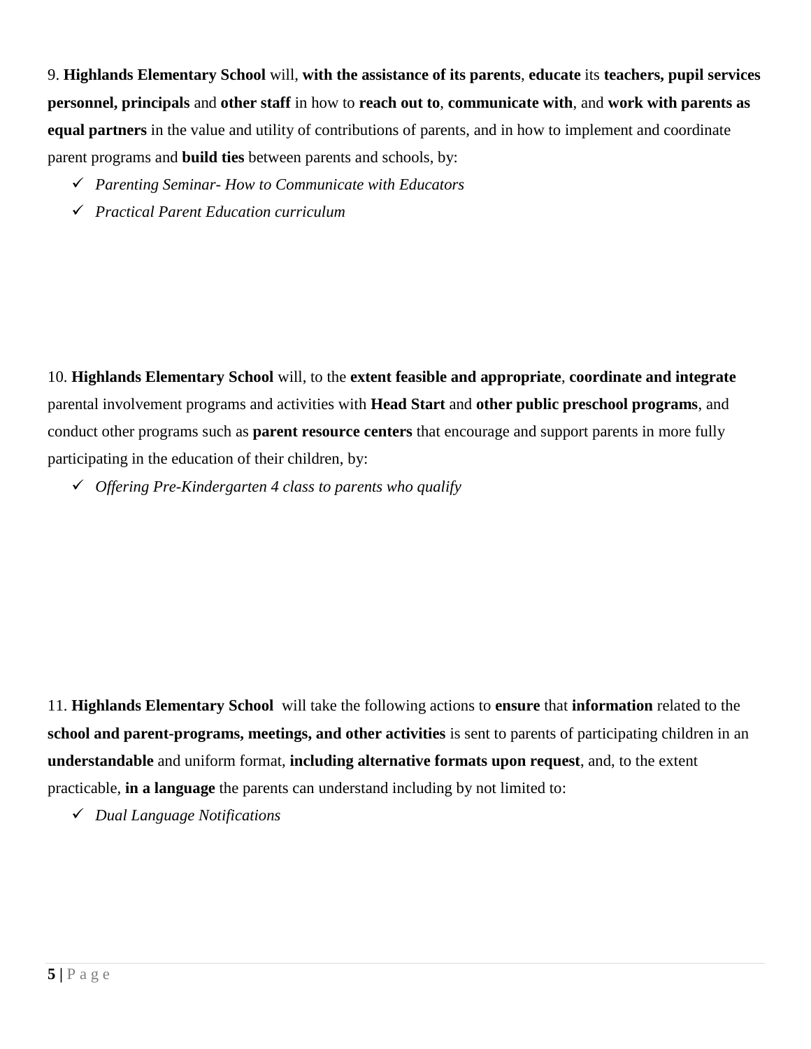9. **Highlands Elementary School** will, **with the assistance of its parents**, **educate** its **teachers, pupil services personnel, principals** and **other staff** in how to **reach out to**, **communicate with**, and **work with parents as equal partners** in the value and utility of contributions of parents, and in how to implement and coordinate parent programs and **build ties** between parents and schools, by:

- ✓ *Parenting Seminar- How to Communicate with Educators*
- ✓ *Practical Parent Education curriculum*

10. **Highlands Elementary School** will, to the **extent feasible and appropriate**, **coordinate and integrate** parental involvement programs and activities with **Head Start** and **other public preschool programs**, and conduct other programs such as **parent resource centers** that encourage and support parents in more fully participating in the education of their children, by:

- ✓ *Offering Pre-Kindergarten 4 class to parents who qualify*

11. **Highlands Elementary School** will take the following actions to **ensure** that **information** related to the **school and parent-programs, meetings, and other activities** is sent to parents of participating children in an **understandable** and uniform format, **including alternative formats upon request**, and, to the extent practicable, **in a language** the parents can understand including by not limited to:

- ✓ *Dual Language Notifications*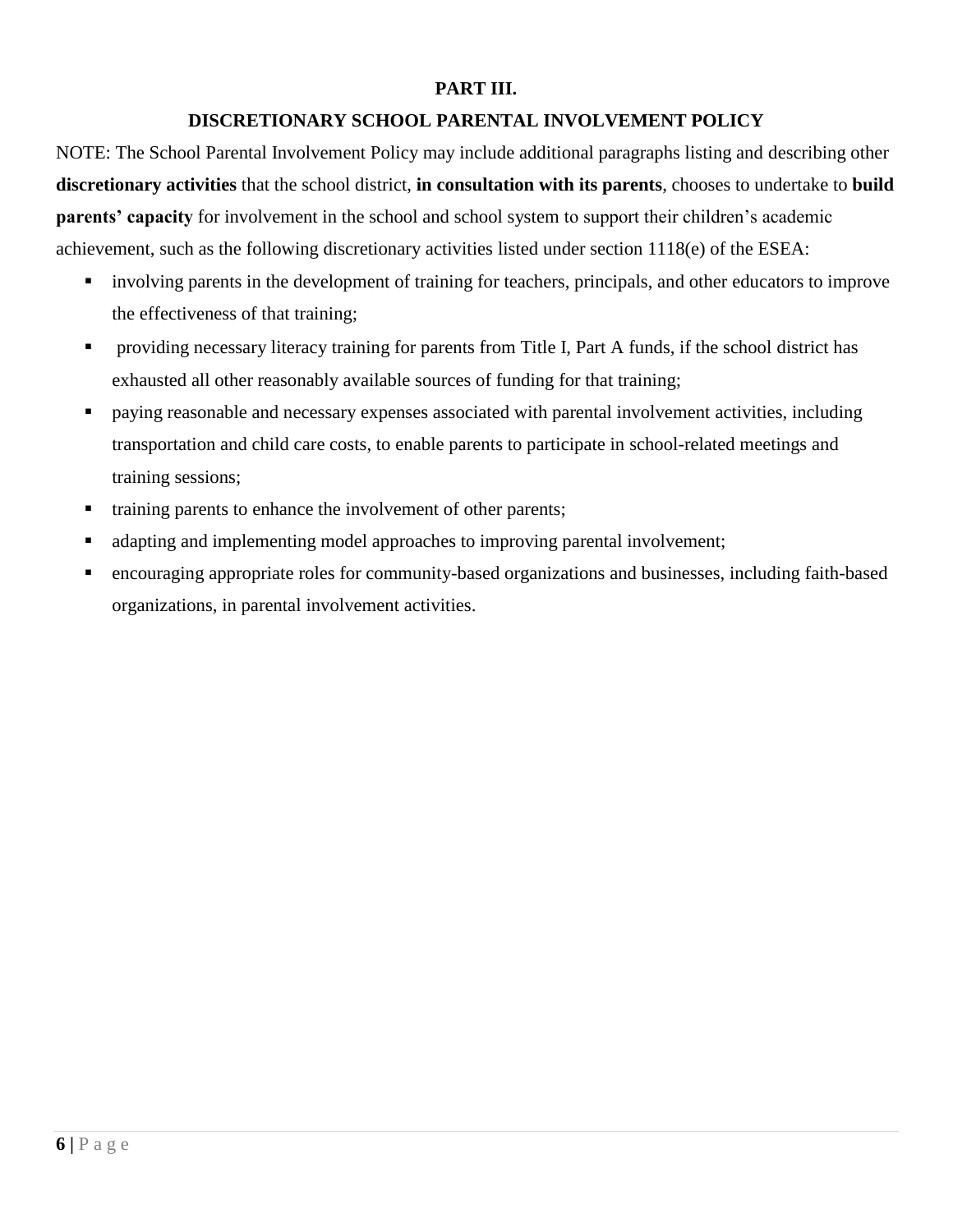## PART III.

## DISCRETIONARY SCHOOL PARENTAL INVOLVEMENT POLICY

NOTE: The School Parental Involvement Policy may include additional paragraphs listing and describing other **discretionary activities** that the school district, **in consultation with its parents**, chooses to undertake to **build parents' capacity** for involvement in the school and school system to support their children's academic achievement, such as the following discretionary activities listed under section 1118(e) of the ESEA:

- involving parents in the development of training for teachers, principals, and other educators to improve the effectiveness of that training;
- providing necessary literacy training for parents from Title I, Part A funds, if the school district has exhausted all other reasonably available sources of funding for that training;
- paying reasonable and necessary expenses associated with parental involvement activities, including transportation and child care costs, to enable parents to participate in school-related meetings and training sessions;
- training parents to enhance the involvement of other parents;
- adapting and implementing model approaches to improving parental involvement;
- encouraging appropriate roles for community-based organizations and businesses, including faith-based organizations, in parental involvement activities.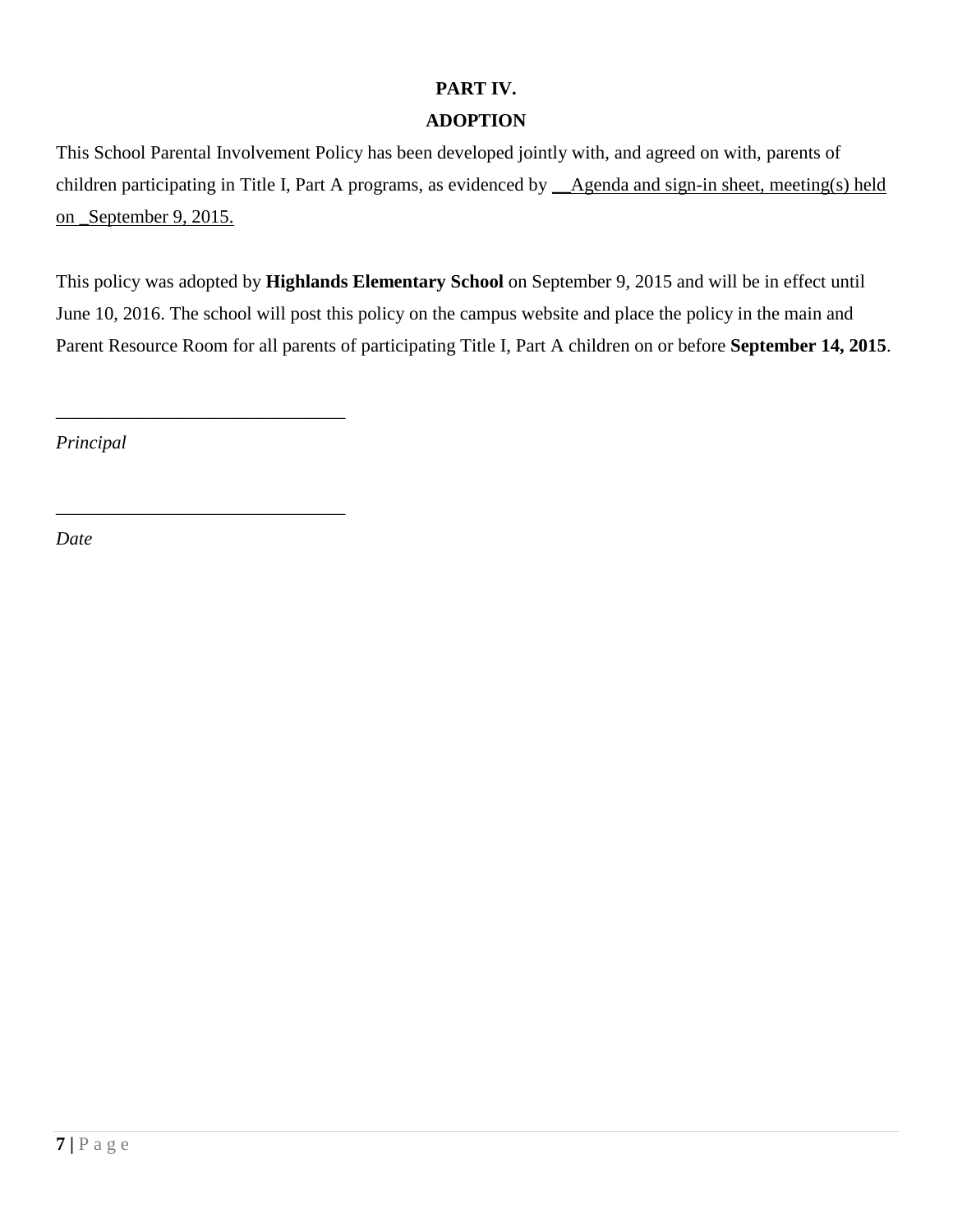## PART IV.

## ADOPTION

This School Parental Involvement Policy has been developed jointly with, and agreed on with, parents of children participating in Title I, Part A programs, as evidenced by __Agenda and sign-in sheet, meeting(s) held on _September 9, 2015.

This policy was adopted by **Highlands Elementary School** on September 9, 2015 and will be in effect until June 10, 2016. The school will post this policy on the campus website and place the policy in the main and Parent Resource Room for all parents of participating Title I, Part A children on or before **September 14, 2015**.

_______________________________

*Principal*

_______________________________

*Date*